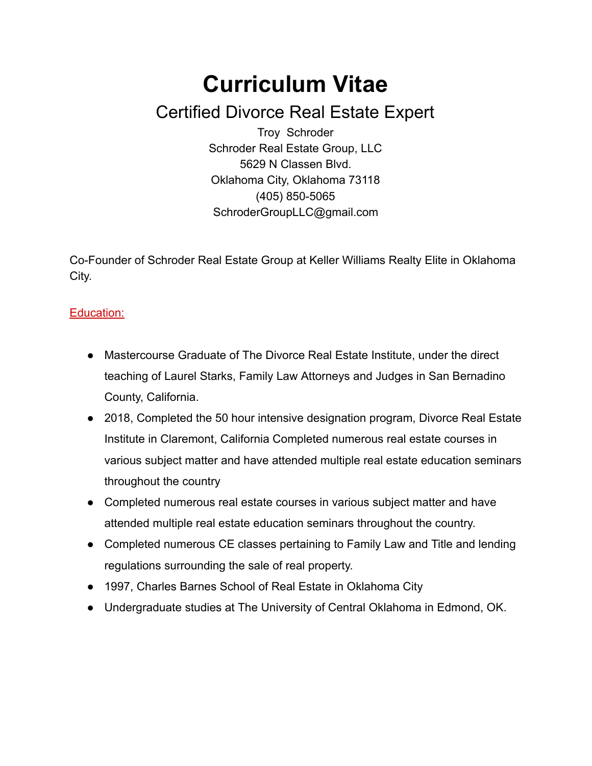# Curriculum Vitae

## Certified Divorce Real Estate Expert

Troy Schroder
Schroder Real Estate Group, LLC
5629 N Classen Blvd.
Oklahoma City, Oklahoma 73118
(405) 850-5065
SchroderGroupLLC@gmail.com

Co-Founder of Schroder Real Estate Group at Keller Williams Realty Elite in Oklahoma City.

### Education:

- Mastercourse Graduate of The Divorce Real Estate Institute, under the direct teaching of Laurel Starks, Family Law Attorneys and Judges in San Bernadino County, California.
- 2018, Completed the 50 hour intensive designation program, Divorce Real Estate Institute in Claremont, California Completed numerous real estate courses in various subject matter and have attended multiple real estate education seminars throughout the country
- Completed numerous real estate courses in various subject matter and have attended multiple real estate education seminars throughout the country.
- Completed numerous CE classes pertaining to Family Law and Title and lending regulations surrounding the sale of real property.
- 1997, Charles Barnes School of Real Estate in Oklahoma City
- Undergraduate studies at The University of Central Oklahoma in Edmond, OK.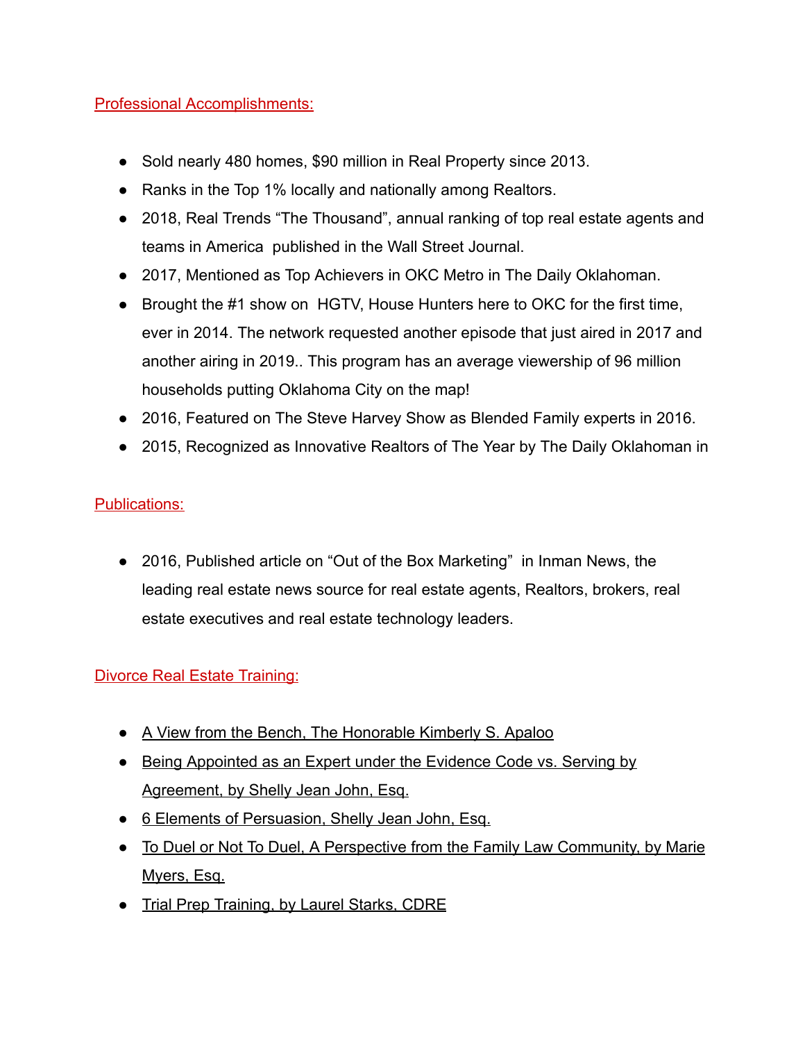## Professional Accomplishments:

- Sold nearly 480 homes, $90 million in Real Property since 2013.
- Ranks in the Top 1% locally and nationally among Realtors.
- 2018, Real Trends "The Thousand", annual ranking of top real estate agents and teams in America published in the Wall Street Journal.
- 2017, Mentioned as Top Achievers in OKC Metro in The Daily Oklahoman.
- Brought the #1 show on HGTV, House Hunters here to OKC for the first time, ever in 2014. The network requested another episode that just aired in 2017 and another airing in 2019.. This program has an average viewership of 96 million households putting Oklahoma City on the map!
- 2016, Featured on The Steve Harvey Show as Blended Family experts in 2016.
- 2015, Recognized as Innovative Realtors of The Year by The Daily Oklahoman in

## Publications:

- 2016, Published article on "Out of the Box Marketing" in Inman News, the leading real estate news source for real estate agents, Realtors, brokers, real estate executives and real estate technology leaders.

## Divorce Real Estate Training:

- A View from the Bench, The Honorable Kimberly S. Apaloo
- Being Appointed as an Expert under the Evidence Code vs. Serving by Agreement, by Shelly Jean John, Esq.
- 6 Elements of Persuasion, Shelly Jean John, Esq.
- To Duel or Not To Duel, A Perspective from the Family Law Community, by Marie Myers, Esq.
- Trial Prep Training, by Laurel Starks, CDRE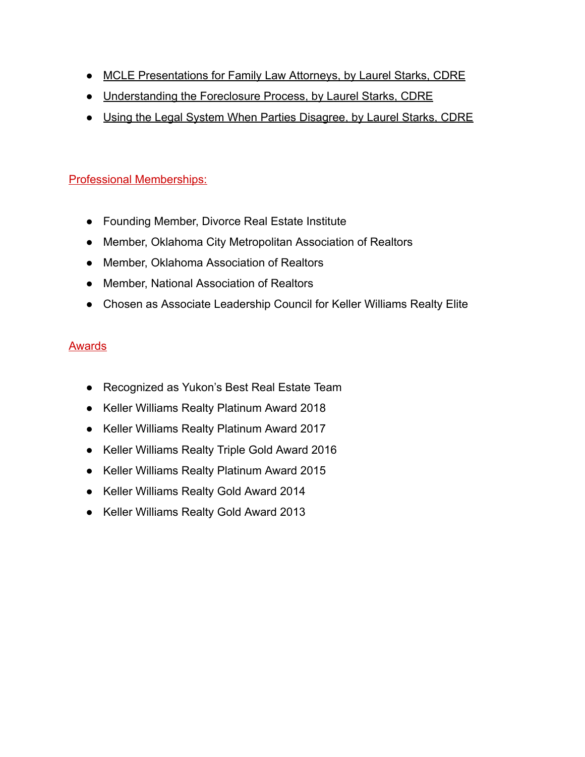- MCLE Presentations for Family Law Attorneys, by Laurel Starks, CDRE
- Understanding the Foreclosure Process, by Laurel Starks, CDRE
- Using the Legal System When Parties Disagree, by Laurel Starks, CDRE

## Professional Memberships:

- Founding Member, Divorce Real Estate Institute
- Member, Oklahoma City Metropolitan Association of Realtors
- Member, Oklahoma Association of Realtors
- Member, National Association of Realtors
- Chosen as Associate Leadership Council for Keller Williams Realty Elite

## Awards

- Recognized as Yukon's Best Real Estate Team
- Keller Williams Realty Platinum Award 2018
- Keller Williams Realty Platinum Award 2017
- Keller Williams Realty Triple Gold Award 2016
- Keller Williams Realty Platinum Award 2015
- Keller Williams Realty Gold Award 2014
- Keller Williams Realty Gold Award 2013